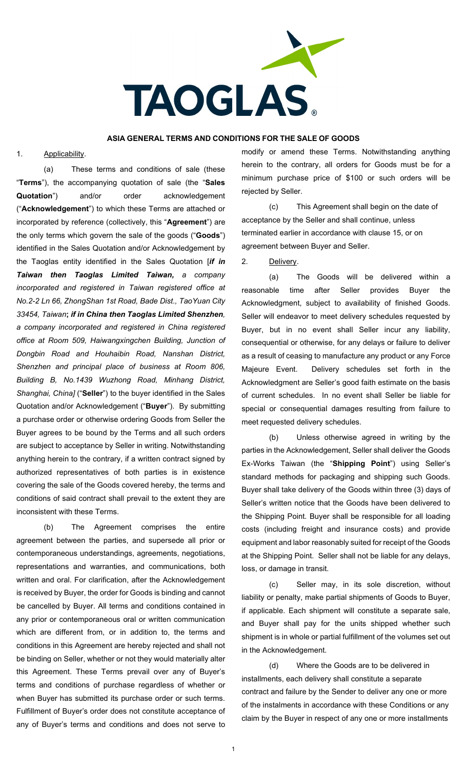**TAOGLAS**

## ASIA GENERAL TERMS AND CONDITIONS FOR THE SALE OF GOODS

1. Applicability.

(a) These terms and conditions of sale (these "**Terms**"), the accompanying quotation of sale (the "**Sales Quotation**") and/or order acknowledgement ("**Acknowledgement**") to which these Terms are attached or incorporated by reference (collectively, this "**Agreement**") are the only terms which govern the sale of the goods ("**Goods**") identified in the Sales Quotation and/or Acknowledgement by the Taoglas entity identified in the Sales Quotation [***if in Taiwan then Taoglas Limited Taiwan,*** *a company incorporated and registered in Taiwan registered office at No.2-2 Ln 66, ZhongShan 1st Road, Bade Dist., TaoYuan City 33454, Taiwan***; *if in China then Taoglas Limited Shenzhen*,** *a company incorporated and registered in China registered office at Room 509, Haiwangxingchen Building, Junction of Dongbin Road and Houhaibin Road, Nanshan District, Shenzhen and principal place of business at Room 806, Building B, No.1439 Wuzhong Road, Minhang District, Shanghai, China]* ("**Seller**") to the buyer identified in the Sales Quotation and/or Acknowledgement ("**Buyer**"). By submitting a purchase order or otherwise ordering Goods from Seller the Buyer agrees to be bound by the Terms and all such orders are subject to acceptance by Seller in writing. Notwithstanding anything herein to the contrary, if a written contract signed by authorized representatives of both parties is in existence covering the sale of the Goods covered hereby, the terms and conditions of said contract shall prevail to the extent they are inconsistent with these Terms.

(b) The Agreement comprises the entire agreement between the parties, and supersede all prior or contemporaneous understandings, agreements, negotiations, representations and warranties, and communications, both written and oral. For clarification, after the Acknowledgement is received by Buyer, the order for Goods is binding and cannot be cancelled by Buyer. All terms and conditions contained in any prior or contemporaneous oral or written communication which are different from, or in addition to, the terms and conditions in this Agreement are hereby rejected and shall not be binding on Seller, whether or not they would materially alter this Agreement. These Terms prevail over any of Buyer's terms and conditions of purchase regardless of whether or when Buyer has submitted its purchase order or such terms. Fulfillment of Buyer's order does not constitute acceptance of any of Buyer's terms and conditions and does not serve to modify or amend these Terms. Notwithstanding anything herein to the contrary, all orders for Goods must be for a minimum purchase price of $100 or such orders will be rejected by Seller.

(c) This Agreement shall begin on the date of acceptance by the Seller and shall continue, unless terminated earlier in accordance with clause 15, or on agreement between Buyer and Seller.

2. Delivery.

(a) The Goods will be delivered within a reasonable time after Seller provides Buyer the Acknowledgment, subject to availability of finished Goods. Seller will endeavor to meet delivery schedules requested by Buyer, but in no event shall Seller incur any liability, consequential or otherwise, for any delays or failure to deliver as a result of ceasing to manufacture any product or any Force Majeure Event. Delivery schedules set forth in the Acknowledgment are Seller's good faith estimate on the basis of current schedules. In no event shall Seller be liable for special or consequential damages resulting from failure to meet requested delivery schedules.

(b) Unless otherwise agreed in writing by the parties in the Acknowledgement, Seller shall deliver the Goods Ex-Works Taiwan (the "**Shipping Point**") using Seller's standard methods for packaging and shipping such Goods. Buyer shall take delivery of the Goods within three (3) days of Seller's written notice that the Goods have been delivered to the Shipping Point. Buyer shall be responsible for all loading costs (including freight and insurance costs) and provide equipment and labor reasonably suited for receipt of the Goods at the Shipping Point. Seller shall not be liable for any delays, loss, or damage in transit.

(c) Seller may, in its sole discretion, without liability or penalty, make partial shipments of Goods to Buyer, if applicable. Each shipment will constitute a separate sale, and Buyer shall pay for the units shipped whether such shipment is in whole or partial fulfillment of the volumes set out in the Acknowledgement.

(d) Where the Goods are to be delivered in installments, each delivery shall constitute a separate contract and failure by the Sender to deliver any one or more of the instalments in accordance with these Conditions or any claim by the Buyer in respect of any one or more installments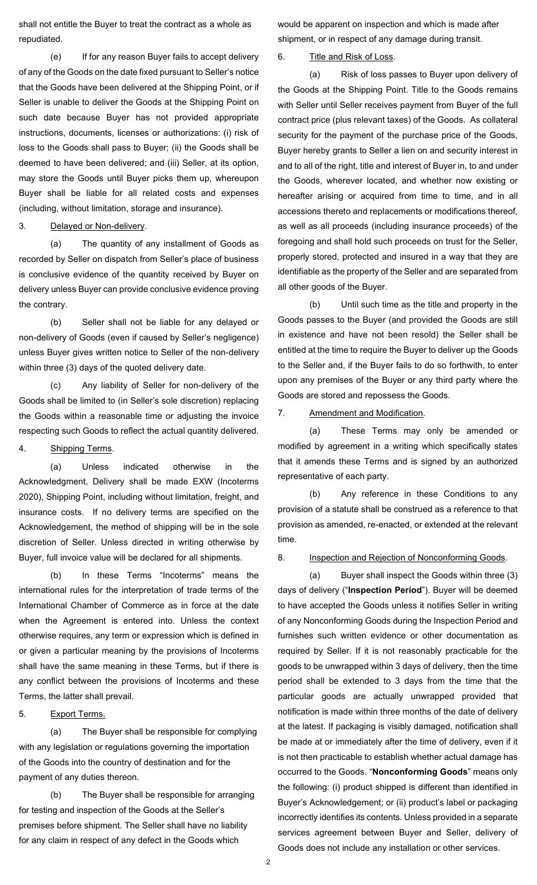shall not entitle the Buyer to treat the contract as a whole as repudiated.

(e) If for any reason Buyer fails to accept delivery of any of the Goods on the date fixed pursuant to Seller's notice that the Goods have been delivered at the Shipping Point, or if Seller is unable to deliver the Goods at the Shipping Point on such date because Buyer has not provided appropriate instructions, documents, licenses or authorizations: (i) risk of loss to the Goods shall pass to Buyer; (ii) the Goods shall be deemed to have been delivered; and (iii) Seller, at its option, may store the Goods until Buyer picks them up, whereupon Buyer shall be liable for all related costs and expenses (including, without limitation, storage and insurance).

3. Delayed or Non-delivery.

(a) The quantity of any installment of Goods as recorded by Seller on dispatch from Seller's place of business is conclusive evidence of the quantity received by Buyer on delivery unless Buyer can provide conclusive evidence proving the contrary.

(b) Seller shall not be liable for any delayed or non-delivery of Goods (even if caused by Seller's negligence) unless Buyer gives written notice to Seller of the non-delivery within three (3) days of the quoted delivery date.

(c) Any liability of Seller for non-delivery of the Goods shall be limited to (in Seller's sole discretion) replacing the Goods within a reasonable time or adjusting the invoice respecting such Goods to reflect the actual quantity delivered.

4. Shipping Terms.

(a) Unless indicated otherwise in the Acknowledgment, Delivery shall be made EXW (Incoterms 2020), Shipping Point, including without limitation, freight, and insurance costs. If no delivery terms are specified on the Acknowledgement, the method of shipping will be in the sole discretion of Seller. Unless directed in writing otherwise by Buyer, full invoice value will be declared for all shipments.

(b) In these Terms "Incoterms" means the international rules for the interpretation of trade terms of the International Chamber of Commerce as in force at the date when the Agreement is entered into. Unless the context otherwise requires, any term or expression which is defined in or given a particular meaning by the provisions of Incoterms shall have the same meaning in these Terms, but if there is any conflict between the provisions of Incoterms and these Terms, the latter shall prevail.

5. Export Terms.

(a) The Buyer shall be responsible for complying with any legislation or regulations governing the importation of the Goods into the country of destination and for the payment of any duties thereon.

(b) The Buyer shall be responsible for arranging for testing and inspection of the Goods at the Seller's premises before shipment. The Seller shall have no liability for any claim in respect of any defect in the Goods which would be apparent on inspection and which is made after shipment, or in respect of any damage during transit.

6. Title and Risk of Loss.

(a) Risk of loss passes to Buyer upon delivery of the Goods at the Shipping Point. Title to the Goods remains with Seller until Seller receives payment from Buyer of the full contract price (plus relevant taxes) of the Goods. As collateral security for the payment of the purchase price of the Goods, Buyer hereby grants to Seller a lien on and security interest in and to all of the right, title and interest of Buyer in, to and under the Goods, wherever located, and whether now existing or hereafter arising or acquired from time to time, and in all accessions thereto and replacements or modifications thereof, as well as all proceeds (including insurance proceeds) of the foregoing and shall hold such proceeds on trust for the Seller, properly stored, protected and insured in a way that they are identifiable as the property of the Seller and are separated from all other goods of the Buyer.

(b) Until such time as the title and property in the Goods passes to the Buyer (and provided the Goods are still in existence and have not been resold) the Seller shall be entitled at the time to require the Buyer to deliver up the Goods to the Seller and, if the Buyer fails to do so forthwith, to enter upon any premises of the Buyer or any third party where the Goods are stored and repossess the Goods.

7. Amendment and Modification.

(a) These Terms may only be amended or modified by agreement in a writing which specifically states that it amends these Terms and is signed by an authorized representative of each party.

(b) Any reference in these Conditions to any provision of a statute shall be construed as a reference to that provision as amended, re-enacted, or extended at the relevant time.

8. Inspection and Rejection of Nonconforming Goods.

(a) Buyer shall inspect the Goods within three (3) days of delivery ("**Inspection Period**"). Buyer will be deemed to have accepted the Goods unless it notifies Seller in writing of any Nonconforming Goods during the Inspection Period and furnishes such written evidence or other documentation as required by Seller. If it is not reasonably practicable for the goods to be unwrapped within 3 days of delivery, then the time period shall be extended to 3 days from the time that the particular goods are actually unwrapped provided that notification is made within three months of the date of delivery at the latest. If packaging is visibly damaged, notification shall be made at or immediately after the time of delivery, even if it is not then practicable to establish whether actual damage has occurred to the Goods. "**Nonconforming Goods**" means only the following: (i) product shipped is different than identified in Buyer's Acknowledgement; or (ii) product's label or packaging incorrectly identifies its contents. Unless provided in a separate services agreement between Buyer and Seller, delivery of Goods does not include any installation or other services.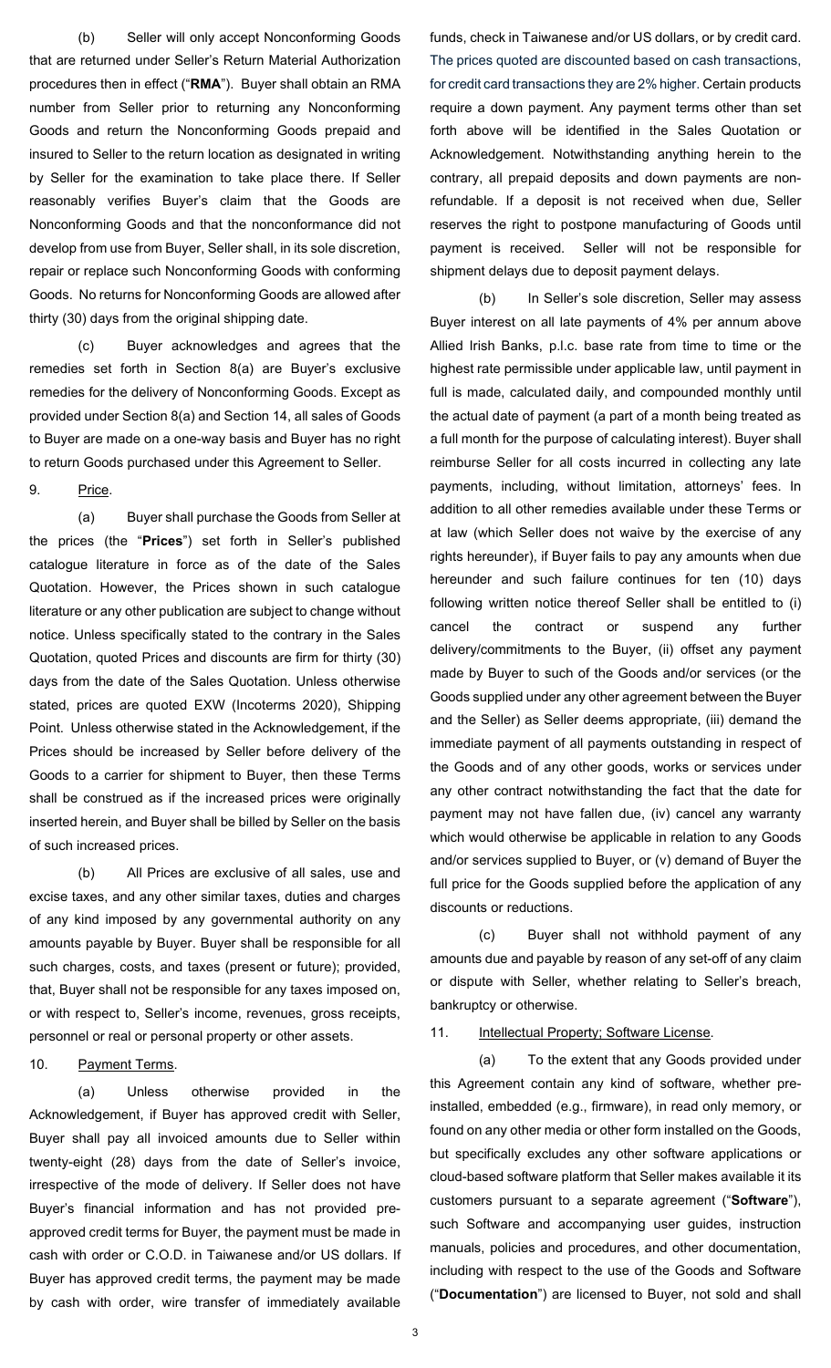(b) Seller will only accept Nonconforming Goods that are returned under Seller's Return Material Authorization procedures then in effect ("**RMA**"). Buyer shall obtain an RMA number from Seller prior to returning any Nonconforming Goods and return the Nonconforming Goods prepaid and insured to Seller to the return location as designated in writing by Seller for the examination to take place there. If Seller reasonably verifies Buyer's claim that the Goods are Nonconforming Goods and that the nonconformance did not develop from use from Buyer, Seller shall, in its sole discretion, repair or replace such Nonconforming Goods with conforming Goods. No returns for Nonconforming Goods are allowed after thirty (30) days from the original shipping date.

(c) Buyer acknowledges and agrees that the remedies set forth in Section 8(a) are Buyer's exclusive remedies for the delivery of Nonconforming Goods. Except as provided under Section 8(a) and Section 14, all sales of Goods to Buyer are made on a one-way basis and Buyer has no right to return Goods purchased under this Agreement to Seller.

9. Price.

(a) Buyer shall purchase the Goods from Seller at the prices (the "**Prices**") set forth in Seller's published catalogue literature in force as of the date of the Sales Quotation. However, the Prices shown in such catalogue literature or any other publication are subject to change without notice. Unless specifically stated to the contrary in the Sales Quotation, quoted Prices and discounts are firm for thirty (30) days from the date of the Sales Quotation. Unless otherwise stated, prices are quoted EXW (Incoterms 2020), Shipping Point. Unless otherwise stated in the Acknowledgement, if the Prices should be increased by Seller before delivery of the Goods to a carrier for shipment to Buyer, then these Terms shall be construed as if the increased prices were originally inserted herein, and Buyer shall be billed by Seller on the basis of such increased prices.

(b) All Prices are exclusive of all sales, use and excise taxes, and any other similar taxes, duties and charges of any kind imposed by any governmental authority on any amounts payable by Buyer. Buyer shall be responsible for all such charges, costs, and taxes (present or future); provided, that, Buyer shall not be responsible for any taxes imposed on, or with respect to, Seller's income, revenues, gross receipts, personnel or real or personal property or other assets.

10. Payment Terms.

(a) Unless otherwise provided in the Acknowledgement, if Buyer has approved credit with Seller, Buyer shall pay all invoiced amounts due to Seller within twenty-eight (28) days from the date of Seller's invoice, irrespective of the mode of delivery. If Seller does not have Buyer's financial information and has not provided pre-approved credit terms for Buyer, the payment must be made in cash with order or C.O.D. in Taiwanese and/or US dollars. If Buyer has approved credit terms, the payment may be made by cash with order, wire transfer of immediately available funds, check in Taiwanese and/or US dollars, or by credit card. The prices quoted are discounted based on cash transactions, for credit card transactions they are 2% higher. Certain products require a down payment. Any payment terms other than set forth above will be identified in the Sales Quotation or Acknowledgement. Notwithstanding anything herein to the contrary, all prepaid deposits and down payments are non-refundable. If a deposit is not received when due, Seller reserves the right to postpone manufacturing of Goods until payment is received. Seller will not be responsible for shipment delays due to deposit payment delays.

(b) In Seller's sole discretion, Seller may assess Buyer interest on all late payments of 4% per annum above Allied Irish Banks, p.l.c. base rate from time to time or the highest rate permissible under applicable law, until payment in full is made, calculated daily, and compounded monthly until the actual date of payment (a part of a month being treated as a full month for the purpose of calculating interest). Buyer shall reimburse Seller for all costs incurred in collecting any late payments, including, without limitation, attorneys' fees. In addition to all other remedies available under these Terms or at law (which Seller does not waive by the exercise of any rights hereunder), if Buyer fails to pay any amounts when due hereunder and such failure continues for ten (10) days following written notice thereof Seller shall be entitled to (i) cancel the contract or suspend any further delivery/commitments to the Buyer, (ii) offset any payment made by Buyer to such of the Goods and/or services (or the Goods supplied under any other agreement between the Buyer and the Seller) as Seller deems appropriate, (iii) demand the immediate payment of all payments outstanding in respect of the Goods and of any other goods, works or services under any other contract notwithstanding the fact that the date for payment may not have fallen due, (iv) cancel any warranty which would otherwise be applicable in relation to any Goods and/or services supplied to Buyer, or (v) demand of Buyer the full price for the Goods supplied before the application of any discounts or reductions.

(c) Buyer shall not withhold payment of any amounts due and payable by reason of any set-off of any claim or dispute with Seller, whether relating to Seller's breach, bankruptcy or otherwise.

11. Intellectual Property; Software License.

(a) To the extent that any Goods provided under this Agreement contain any kind of software, whether pre-installed, embedded (e.g., firmware), in read only memory, or found on any other media or other form installed on the Goods, but specifically excludes any other software applications or cloud-based software platform that Seller makes available it its customers pursuant to a separate agreement ("**Software**"), such Software and accompanying user guides, instruction manuals, policies and procedures, and other documentation, including with respect to the use of the Goods and Software ("**Documentation**") are licensed to Buyer, not sold and shall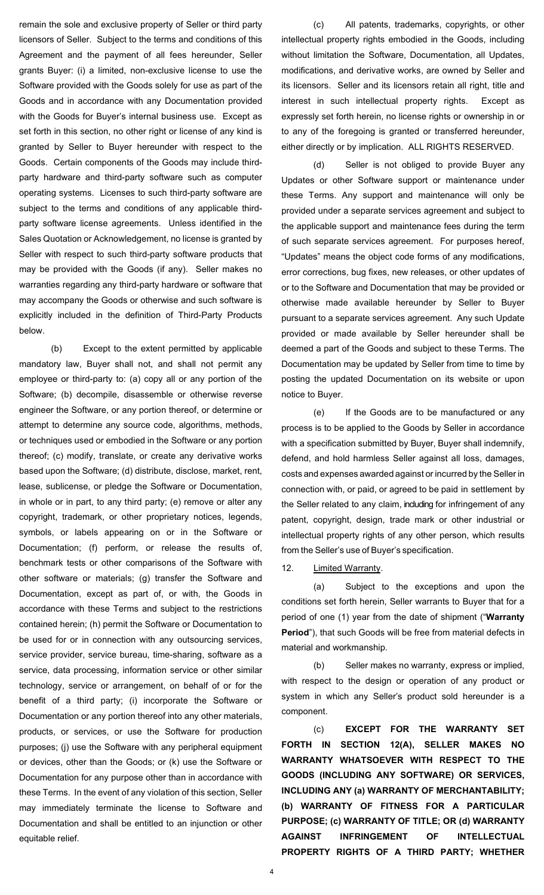remain the sole and exclusive property of Seller or third party licensors of Seller. Subject to the terms and conditions of this Agreement and the payment of all fees hereunder, Seller grants Buyer: (i) a limited, non-exclusive license to use the Software provided with the Goods solely for use as part of the Goods and in accordance with any Documentation provided with the Goods for Buyer's internal business use. Except as set forth in this section, no other right or license of any kind is granted by Seller to Buyer hereunder with respect to the Goods. Certain components of the Goods may include third-party hardware and third-party software such as computer operating systems. Licenses to such third-party software are subject to the terms and conditions of any applicable third-party software license agreements. Unless identified in the Sales Quotation or Acknowledgement, no license is granted by Seller with respect to such third-party software products that may be provided with the Goods (if any). Seller makes no warranties regarding any third-party hardware or software that may accompany the Goods or otherwise and such software is explicitly included in the definition of Third-Party Products below.

(b) Except to the extent permitted by applicable mandatory law, Buyer shall not, and shall not permit any employee or third-party to: (a) copy all or any portion of the Software; (b) decompile, disassemble or otherwise reverse engineer the Software, or any portion thereof, or determine or attempt to determine any source code, algorithms, methods, or techniques used or embodied in the Software or any portion thereof; (c) modify, translate, or create any derivative works based upon the Software; (d) distribute, disclose, market, rent, lease, sublicense, or pledge the Software or Documentation, in whole or in part, to any third party; (e) remove or alter any copyright, trademark, or other proprietary notices, legends, symbols, or labels appearing on or in the Software or Documentation; (f) perform, or release the results of, benchmark tests or other comparisons of the Software with other software or materials; (g) transfer the Software and Documentation, except as part of, or with, the Goods in accordance with these Terms and subject to the restrictions contained herein; (h) permit the Software or Documentation to be used for or in connection with any outsourcing services, service provider, service bureau, time-sharing, software as a service, data processing, information service or other similar technology, service or arrangement, on behalf of or for the benefit of a third party; (i) incorporate the Software or Documentation or any portion thereof into any other materials, products, or services, or use the Software for production purposes; (j) use the Software with any peripheral equipment or devices, other than the Goods; or (k) use the Software or Documentation for any purpose other than in accordance with these Terms. In the event of any violation of this section, Seller may immediately terminate the license to Software and Documentation and shall be entitled to an injunction or other equitable relief.

(c) All patents, trademarks, copyrights, or other intellectual property rights embodied in the Goods, including without limitation the Software, Documentation, all Updates, modifications, and derivative works, are owned by Seller and its licensors. Seller and its licensors retain all right, title and interest in such intellectual property rights. Except as expressly set forth herein, no license rights or ownership in or to any of the foregoing is granted or transferred hereunder, either directly or by implication. ALL RIGHTS RESERVED.

(d) Seller is not obliged to provide Buyer any Updates or other Software support or maintenance under these Terms. Any support and maintenance will only be provided under a separate services agreement and subject to the applicable support and maintenance fees during the term of such separate services agreement. For purposes hereof, "Updates" means the object code forms of any modifications, error corrections, bug fixes, new releases, or other updates of or to the Software and Documentation that may be provided or otherwise made available hereunder by Seller to Buyer pursuant to a separate services agreement. Any such Update provided or made available by Seller hereunder shall be deemed a part of the Goods and subject to these Terms. The Documentation may be updated by Seller from time to time by posting the updated Documentation on its website or upon notice to Buyer.

(e) If the Goods are to be manufactured or any process is to be applied to the Goods by Seller in accordance with a specification submitted by Buyer, Buyer shall indemnify, defend, and hold harmless Seller against all loss, damages, costs and expenses awarded against or incurred by the Seller in connection with, or paid, or agreed to be paid in settlement by the Seller related to any claim, including for infringement of any patent, copyright, design, trade mark or other industrial or intellectual property rights of any other person, which results from the Seller's use of Buyer's specification.

12. Limited Warranty.

(a) Subject to the exceptions and upon the conditions set forth herein, Seller warrants to Buyer that for a period of one (1) year from the date of shipment ("**Warranty Period**"), that such Goods will be free from material defects in material and workmanship.

(b) Seller makes no warranty, express or implied, with respect to the design or operation of any product or system in which any Seller's product sold hereunder is a component.

(c) **EXCEPT FOR THE WARRANTY SET FORTH IN SECTION 12(A), SELLER MAKES NO WARRANTY WHATSOEVER WITH RESPECT TO THE GOODS (INCLUDING ANY SOFTWARE) OR SERVICES, INCLUDING ANY (a) WARRANTY OF MERCHANTABILITY; (b) WARRANTY OF FITNESS FOR A PARTICULAR PURPOSE; (c) WARRANTY OF TITLE; OR (d) WARRANTY AGAINST INFRINGEMENT OF INTELLECTUAL PROPERTY RIGHTS OF A THIRD PARTY; WHETHER**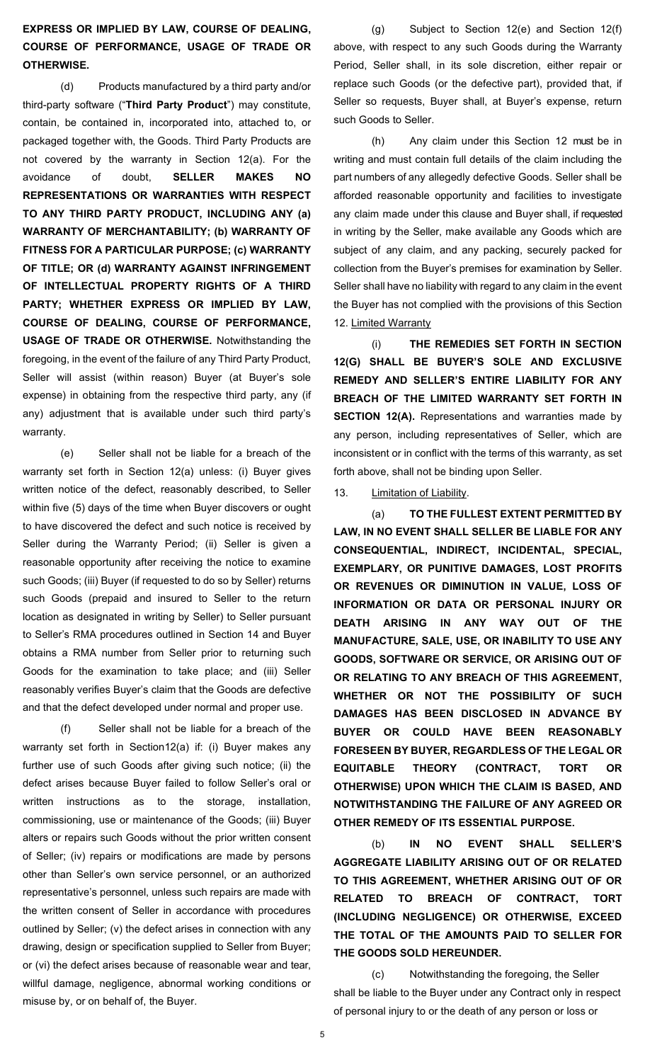**EXPRESS OR IMPLIED BY LAW, COURSE OF DEALING, COURSE OF PERFORMANCE, USAGE OF TRADE OR OTHERWISE.**

(d) Products manufactured by a third party and/or third-party software ("**Third Party Product**") may constitute, contain, be contained in, incorporated into, attached to, or packaged together with, the Goods. Third Party Products are not covered by the warranty in Section 12(a). For the avoidance of doubt, **SELLER MAKES NO REPRESENTATIONS OR WARRANTIES WITH RESPECT TO ANY THIRD PARTY PRODUCT, INCLUDING ANY (a) WARRANTY OF MERCHANTABILITY; (b) WARRANTY OF FITNESS FOR A PARTICULAR PURPOSE; (c) WARRANTY OF TITLE; OR (d) WARRANTY AGAINST INFRINGEMENT OF INTELLECTUAL PROPERTY RIGHTS OF A THIRD PARTY; WHETHER EXPRESS OR IMPLIED BY LAW, COURSE OF DEALING, COURSE OF PERFORMANCE, USAGE OF TRADE OR OTHERWISE.** Notwithstanding the foregoing, in the event of the failure of any Third Party Product, Seller will assist (within reason) Buyer (at Buyer's sole expense) in obtaining from the respective third party, any (if any) adjustment that is available under such third party's warranty.

(e) Seller shall not be liable for a breach of the warranty set forth in Section 12(a) unless: (i) Buyer gives written notice of the defect, reasonably described, to Seller within five (5) days of the time when Buyer discovers or ought to have discovered the defect and such notice is received by Seller during the Warranty Period; (ii) Seller is given a reasonable opportunity after receiving the notice to examine such Goods; (iii) Buyer (if requested to do so by Seller) returns such Goods (prepaid and insured to Seller to the return location as designated in writing by Seller) to Seller pursuant to Seller's RMA procedures outlined in Section 14 and Buyer obtains a RMA number from Seller prior to returning such Goods for the examination to take place; and (iii) Seller reasonably verifies Buyer's claim that the Goods are defective and that the defect developed under normal and proper use.

(f) Seller shall not be liable for a breach of the warranty set forth in Section12(a) if: (i) Buyer makes any further use of such Goods after giving such notice; (ii) the defect arises because Buyer failed to follow Seller's oral or written instructions as to the storage, installation, commissioning, use or maintenance of the Goods; (iii) Buyer alters or repairs such Goods without the prior written consent of Seller; (iv) repairs or modifications are made by persons other than Seller's own service personnel, or an authorized representative's personnel, unless such repairs are made with the written consent of Seller in accordance with procedures outlined by Seller; (v) the defect arises in connection with any drawing, design or specification supplied to Seller from Buyer; or (vi) the defect arises because of reasonable wear and tear, willful damage, negligence, abnormal working conditions or misuse by, or on behalf of, the Buyer.

(g) Subject to Section 12(e) and Section 12(f) above, with respect to any such Goods during the Warranty Period, Seller shall, in its sole discretion, either repair or replace such Goods (or the defective part), provided that, if Seller so requests, Buyer shall, at Buyer's expense, return such Goods to Seller.

(h) Any claim under this Section 12 must be in writing and must contain full details of the claim including the part numbers of any allegedly defective Goods. Seller shall be afforded reasonable opportunity and facilities to investigate any claim made under this clause and Buyer shall, if requested in writing by the Seller, make available any Goods which are subject of any claim, and any packing, securely packed for collection from the Buyer's premises for examination by Seller. Seller shall have no liability with regard to any claim in the event the Buyer has not complied with the provisions of this Section 12. Limited Warranty

(i) **THE REMEDIES SET FORTH IN SECTION 12(G) SHALL BE BUYER'S SOLE AND EXCLUSIVE REMEDY AND SELLER'S ENTIRE LIABILITY FOR ANY BREACH OF THE LIMITED WARRANTY SET FORTH IN SECTION 12(A).** Representations and warranties made by any person, including representatives of Seller, which are inconsistent or in conflict with the terms of this warranty, as set forth above, shall not be binding upon Seller.

13. Limitation of Liability.

(a) **TO THE FULLEST EXTENT PERMITTED BY LAW, IN NO EVENT SHALL SELLER BE LIABLE FOR ANY CONSEQUENTIAL, INDIRECT, INCIDENTAL, SPECIAL, EXEMPLARY, OR PUNITIVE DAMAGES, LOST PROFITS OR REVENUES OR DIMINUTION IN VALUE, LOSS OF INFORMATION OR DATA OR PERSONAL INJURY OR DEATH ARISING IN ANY WAY OUT OF THE MANUFACTURE, SALE, USE, OR INABILITY TO USE ANY GOODS, SOFTWARE OR SERVICE, OR ARISING OUT OF OR RELATING TO ANY BREACH OF THIS AGREEMENT, WHETHER OR NOT THE POSSIBILITY OF SUCH DAMAGES HAS BEEN DISCLOSED IN ADVANCE BY BUYER OR COULD HAVE BEEN REASONABLY FORESEEN BY BUYER, REGARDLESS OF THE LEGAL OR EQUITABLE THEORY (CONTRACT, TORT OR OTHERWISE) UPON WHICH THE CLAIM IS BASED, AND NOTWITHSTANDING THE FAILURE OF ANY AGREED OR OTHER REMEDY OF ITS ESSENTIAL PURPOSE.**

(b) **IN NO EVENT SHALL SELLER'S AGGREGATE LIABILITY ARISING OUT OF OR RELATED TO THIS AGREEMENT, WHETHER ARISING OUT OF OR RELATED TO BREACH OF CONTRACT, TORT (INCLUDING NEGLIGENCE) OR OTHERWISE, EXCEED THE TOTAL OF THE AMOUNTS PAID TO SELLER FOR THE GOODS SOLD HEREUNDER.**

(c) Notwithstanding the foregoing, the Seller shall be liable to the Buyer under any Contract only in respect of personal injury to or the death of any person or loss or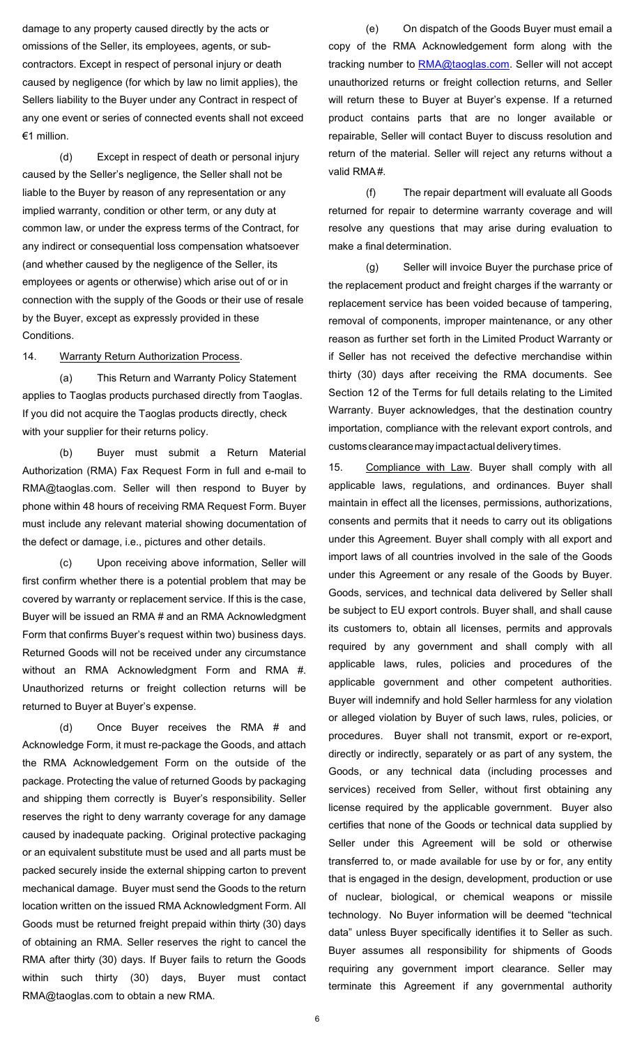damage to any property caused directly by the acts or omissions of the Seller, its employees, agents, or sub-contractors. Except in respect of personal injury or death caused by negligence (for which by law no limit applies), the Sellers liability to the Buyer under any Contract in respect of any one event or series of connected events shall not exceed €1 million.

(d) Except in respect of death or personal injury caused by the Seller's negligence, the Seller shall not be liable to the Buyer by reason of any representation or any implied warranty, condition or other term, or any duty at common law, or under the express terms of the Contract, for any indirect or consequential loss compensation whatsoever (and whether caused by the negligence of the Seller, its employees or agents or otherwise) which arise out of or in connection with the supply of the Goods or their use of resale by the Buyer, except as expressly provided in these Conditions.

14. Warranty Return Authorization Process.

(a) This Return and Warranty Policy Statement applies to Taoglas products purchased directly from Taoglas. If you did not acquire the Taoglas products directly, check with your supplier for their returns policy.

(b) Buyer must submit a Return Material Authorization (RMA) Fax Request Form in full and e-mail to RMA@taoglas.com. Seller will then respond to Buyer by phone within 48 hours of receiving RMA Request Form. Buyer must include any relevant material showing documentation of the defect or damage, i.e., pictures and other details.

(c) Upon receiving above information, Seller will first confirm whether there is a potential problem that may be covered by warranty or replacement service. If this is the case, Buyer will be issued an RMA # and an RMA Acknowledgment Form that confirms Buyer's request within two) business days. Returned Goods will not be received under any circumstance without an RMA Acknowledgment Form and RMA #. Unauthorized returns or freight collection returns will be returned to Buyer at Buyer's expense.

(d) Once Buyer receives the RMA # and Acknowledge Form, it must re-package the Goods, and attach the RMA Acknowledgement Form on the outside of the package. Protecting the value of returned Goods by packaging and shipping them correctly is Buyer's responsibility. Seller reserves the right to deny warranty coverage for any damage caused by inadequate packing. Original protective packaging or an equivalent substitute must be used and all parts must be packed securely inside the external shipping carton to prevent mechanical damage. Buyer must send the Goods to the return location written on the issued RMA Acknowledgment Form. All Goods must be returned freight prepaid within thirty (30) days of obtaining an RMA. Seller reserves the right to cancel the RMA after thirty (30) days. If Buyer fails to return the Goods within such thirty (30) days, Buyer must contact RMA@taoglas.com to obtain a new RMA.

(e) On dispatch of the Goods Buyer must email a copy of the RMA Acknowledgement form along with the tracking number to RMA@taoglas.com. Seller will not accept unauthorized returns or freight collection returns, and Seller will return these to Buyer at Buyer's expense. If a returned product contains parts that are no longer available or repairable, Seller will contact Buyer to discuss resolution and return of the material. Seller will reject any returns without a valid RMA#.

(f) The repair department will evaluate all Goods returned for repair to determine warranty coverage and will resolve any questions that may arise during evaluation to make a final determination.

(g) Seller will invoice Buyer the purchase price of the replacement product and freight charges if the warranty or replacement service has been voided because of tampering, removal of components, improper maintenance, or any other reason as further set forth in the Limited Product Warranty or if Seller has not received the defective merchandise within thirty (30) days after receiving the RMA documents. See Section 12 of the Terms for full details relating to the Limited Warranty. Buyer acknowledges, that the destination country importation, compliance with the relevant export controls, and customs clearance may impact actual delivery times.

15. Compliance with Law. Buyer shall comply with all applicable laws, regulations, and ordinances. Buyer shall maintain in effect all the licenses, permissions, authorizations, consents and permits that it needs to carry out its obligations under this Agreement. Buyer shall comply with all export and import laws of all countries involved in the sale of the Goods under this Agreement or any resale of the Goods by Buyer. Goods, services, and technical data delivered by Seller shall be subject to EU export controls. Buyer shall, and shall cause its customers to, obtain all licenses, permits and approvals required by any government and shall comply with all applicable laws, rules, policies and procedures of the applicable government and other competent authorities. Buyer will indemnify and hold Seller harmless for any violation or alleged violation by Buyer of such laws, rules, policies, or procedures. Buyer shall not transmit, export or re-export, directly or indirectly, separately or as part of any system, the Goods, or any technical data (including processes and services) received from Seller, without first obtaining any license required by the applicable government. Buyer also certifies that none of the Goods or technical data supplied by Seller under this Agreement will be sold or otherwise transferred to, or made available for use by or for, any entity that is engaged in the design, development, production or use of nuclear, biological, or chemical weapons or missile technology. No Buyer information will be deemed "technical data" unless Buyer specifically identifies it to Seller as such. Buyer assumes all responsibility for shipments of Goods requiring any government import clearance. Seller may terminate this Agreement if any governmental authority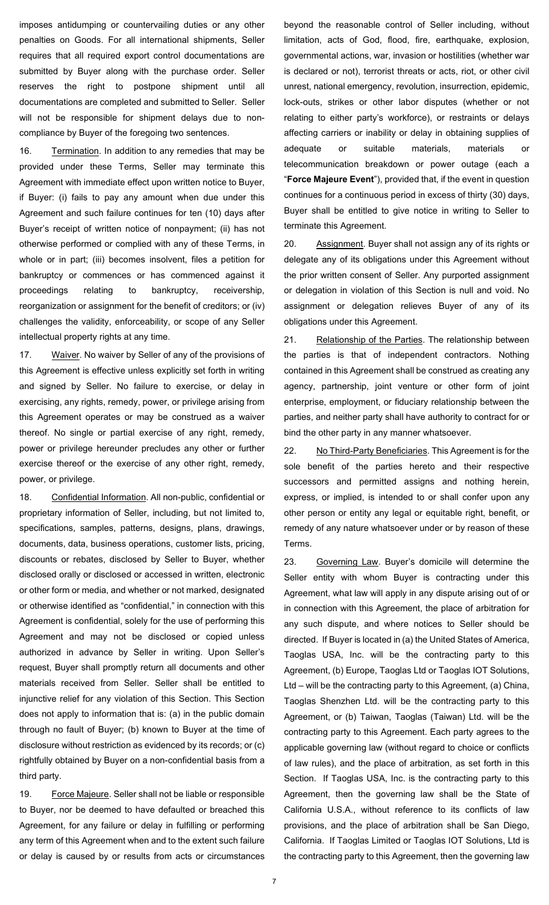imposes antidumping or countervailing duties or any other penalties on Goods. For all international shipments, Seller requires that all required export control documentations are submitted by Buyer along with the purchase order. Seller reserves the right to postpone shipment until all documentations are completed and submitted to Seller. Seller will not be responsible for shipment delays due to non-compliance by Buyer of the foregoing two sentences.

16. Termination. In addition to any remedies that may be provided under these Terms, Seller may terminate this Agreement with immediate effect upon written notice to Buyer, if Buyer: (i) fails to pay any amount when due under this Agreement and such failure continues for ten (10) days after Buyer's receipt of written notice of nonpayment; (ii) has not otherwise performed or complied with any of these Terms, in whole or in part; (iii) becomes insolvent, files a petition for bankruptcy or commences or has commenced against it proceedings relating to bankruptcy, receivership, reorganization or assignment for the benefit of creditors; or (iv) challenges the validity, enforceability, or scope of any Seller intellectual property rights at any time.

17. Waiver. No waiver by Seller of any of the provisions of this Agreement is effective unless explicitly set forth in writing and signed by Seller. No failure to exercise, or delay in exercising, any rights, remedy, power, or privilege arising from this Agreement operates or may be construed as a waiver thereof. No single or partial exercise of any right, remedy, power or privilege hereunder precludes any other or further exercise thereof or the exercise of any other right, remedy, power, or privilege.

18. Confidential Information. All non-public, confidential or proprietary information of Seller, including, but not limited to, specifications, samples, patterns, designs, plans, drawings, documents, data, business operations, customer lists, pricing, discounts or rebates, disclosed by Seller to Buyer, whether disclosed orally or disclosed or accessed in written, electronic or other form or media, and whether or not marked, designated or otherwise identified as "confidential," in connection with this Agreement is confidential, solely for the use of performing this Agreement and may not be disclosed or copied unless authorized in advance by Seller in writing. Upon Seller's request, Buyer shall promptly return all documents and other materials received from Seller. Seller shall be entitled to injunctive relief for any violation of this Section. This Section does not apply to information that is: (a) in the public domain through no fault of Buyer; (b) known to Buyer at the time of disclosure without restriction as evidenced by its records; or (c) rightfully obtained by Buyer on a non-confidential basis from a third party.

19. Force Majeure. Seller shall not be liable or responsible to Buyer, nor be deemed to have defaulted or breached this Agreement, for any failure or delay in fulfilling or performing any term of this Agreement when and to the extent such failure or delay is caused by or results from acts or circumstances beyond the reasonable control of Seller including, without limitation, acts of God, flood, fire, earthquake, explosion, governmental actions, war, invasion or hostilities (whether war is declared or not), terrorist threats or acts, riot, or other civil unrest, national emergency, revolution, insurrection, epidemic, lock-outs, strikes or other labor disputes (whether or not relating to either party's workforce), or restraints or delays affecting carriers or inability or delay in obtaining supplies of adequate or suitable materials, materials or telecommunication breakdown or power outage (each a "**Force Majeure Event**"), provided that, if the event in question continues for a continuous period in excess of thirty (30) days, Buyer shall be entitled to give notice in writing to Seller to terminate this Agreement.

20. Assignment. Buyer shall not assign any of its rights or delegate any of its obligations under this Agreement without the prior written consent of Seller. Any purported assignment or delegation in violation of this Section is null and void. No assignment or delegation relieves Buyer of any of its obligations under this Agreement.

21. Relationship of the Parties. The relationship between the parties is that of independent contractors. Nothing contained in this Agreement shall be construed as creating any agency, partnership, joint venture or other form of joint enterprise, employment, or fiduciary relationship between the parties, and neither party shall have authority to contract for or bind the other party in any manner whatsoever.

22. No Third-Party Beneficiaries. This Agreement is for the sole benefit of the parties hereto and their respective successors and permitted assigns and nothing herein, express, or implied, is intended to or shall confer upon any other person or entity any legal or equitable right, benefit, or remedy of any nature whatsoever under or by reason of these Terms.

23. Governing Law. Buyer's domicile will determine the Seller entity with whom Buyer is contracting under this Agreement, what law will apply in any dispute arising out of or in connection with this Agreement, the place of arbitration for any such dispute, and where notices to Seller should be directed. If Buyer is located in (a) the United States of America, Taoglas USA, Inc. will be the contracting party to this Agreement, (b) Europe, Taoglas Ltd or Taoglas IOT Solutions, Ltd – will be the contracting party to this Agreement, (a) China, Taoglas Shenzhen Ltd. will be the contracting party to this Agreement, or (b) Taiwan, Taoglas (Taiwan) Ltd. will be the contracting party to this Agreement. Each party agrees to the applicable governing law (without regard to choice or conflicts of law rules), and the place of arbitration, as set forth in this Section. If Taoglas USA, Inc. is the contracting party to this Agreement, then the governing law shall be the State of California U.S.A., without reference to its conflicts of law provisions, and the place of arbitration shall be San Diego, California. If Taoglas Limited or Taoglas IOT Solutions, Ltd is the contracting party to this Agreement, then the governing law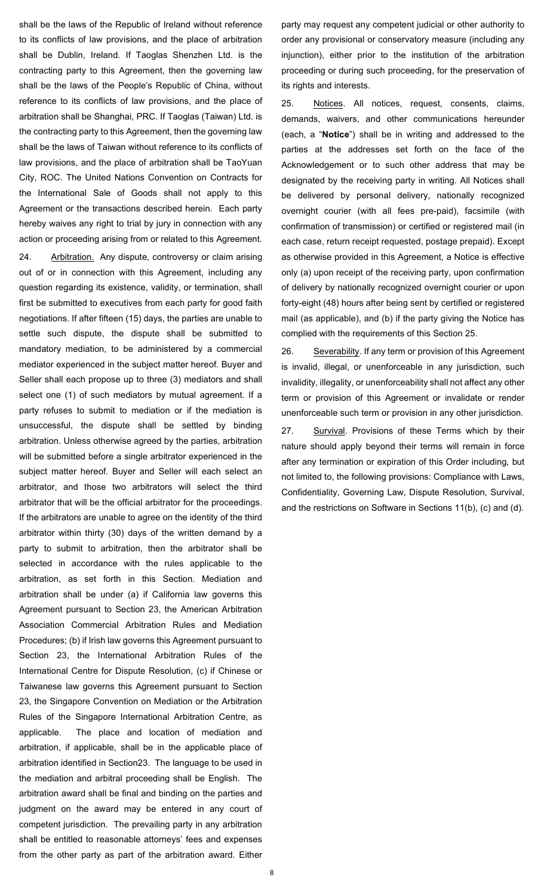shall be the laws of the Republic of Ireland without reference to its conflicts of law provisions, and the place of arbitration shall be Dublin, Ireland. If Taoglas Shenzhen Ltd. is the contracting party to this Agreement, then the governing law shall be the laws of the People's Republic of China, without reference to its conflicts of law provisions, and the place of arbitration shall be Shanghai, PRC. If Taoglas (Taiwan) Ltd. is the contracting party to this Agreement, then the governing law shall be the laws of Taiwan without reference to its conflicts of law provisions, and the place of arbitration shall be TaoYuan City, ROC. The United Nations Convention on Contracts for the International Sale of Goods shall not apply to this Agreement or the transactions described herein. Each party hereby waives any right to trial by jury in connection with any action or proceeding arising from or related to this Agreement.

24. Arbitration. Any dispute, controversy or claim arising out of or in connection with this Agreement, including any question regarding its existence, validity, or termination, shall first be submitted to executives from each party for good faith negotiations. If after fifteen (15) days, the parties are unable to settle such dispute, the dispute shall be submitted to mandatory mediation, to be administered by a commercial mediator experienced in the subject matter hereof. Buyer and Seller shall each propose up to three (3) mediators and shall select one (1) of such mediators by mutual agreement. If a party refuses to submit to mediation or if the mediation is unsuccessful, the dispute shall be settled by binding arbitration. Unless otherwise agreed by the parties, arbitration will be submitted before a single arbitrator experienced in the subject matter hereof. Buyer and Seller will each select an arbitrator, and those two arbitrators will select the third arbitrator that will be the official arbitrator for the proceedings. If the arbitrators are unable to agree on the identity of the third arbitrator within thirty (30) days of the written demand by a party to submit to arbitration, then the arbitrator shall be selected in accordance with the rules applicable to the arbitration, as set forth in this Section. Mediation and arbitration shall be under (a) if California law governs this Agreement pursuant to Section 23, the American Arbitration Association Commercial Arbitration Rules and Mediation Procedures; (b) if Irish law governs this Agreement pursuant to Section 23, the International Arbitration Rules of the International Centre for Dispute Resolution, (c) if Chinese or Taiwanese law governs this Agreement pursuant to Section 23, the Singapore Convention on Mediation or the Arbitration Rules of the Singapore International Arbitration Centre, as applicable. The place and location of mediation and arbitration, if applicable, shall be in the applicable place of arbitration identified in Section23. The language to be used in the mediation and arbitral proceeding shall be English. The arbitration award shall be final and binding on the parties and judgment on the award may be entered in any court of competent jurisdiction. The prevailing party in any arbitration shall be entitled to reasonable attorneys' fees and expenses from the other party as part of the arbitration award. Either party may request any competent judicial or other authority to order any provisional or conservatory measure (including any injunction), either prior to the institution of the arbitration proceeding or during such proceeding, for the preservation of its rights and interests.

25. Notices. All notices, request, consents, claims, demands, waivers, and other communications hereunder (each, a "**Notice**") shall be in writing and addressed to the parties at the addresses set forth on the face of the Acknowledgement or to such other address that may be designated by the receiving party in writing. All Notices shall be delivered by personal delivery, nationally recognized overnight courier (with all fees pre-paid), facsimile (with confirmation of transmission) or certified or registered mail (in each case, return receipt requested, postage prepaid). Except as otherwise provided in this Agreement, a Notice is effective only (a) upon receipt of the receiving party, upon confirmation of delivery by nationally recognized overnight courier or upon forty-eight (48) hours after being sent by certified or registered mail (as applicable), and (b) if the party giving the Notice has complied with the requirements of this Section 25.

26. Severability. If any term or provision of this Agreement is invalid, illegal, or unenforceable in any jurisdiction, such invalidity, illegality, or unenforceability shall not affect any other term or provision of this Agreement or invalidate or render unenforceable such term or provision in any other jurisdiction.

27. Survival. Provisions of these Terms which by their nature should apply beyond their terms will remain in force after any termination or expiration of this Order including, but not limited to, the following provisions: Compliance with Laws, Confidentiality, Governing Law, Dispute Resolution, Survival, and the restrictions on Software in Sections 11(b), (c) and (d).